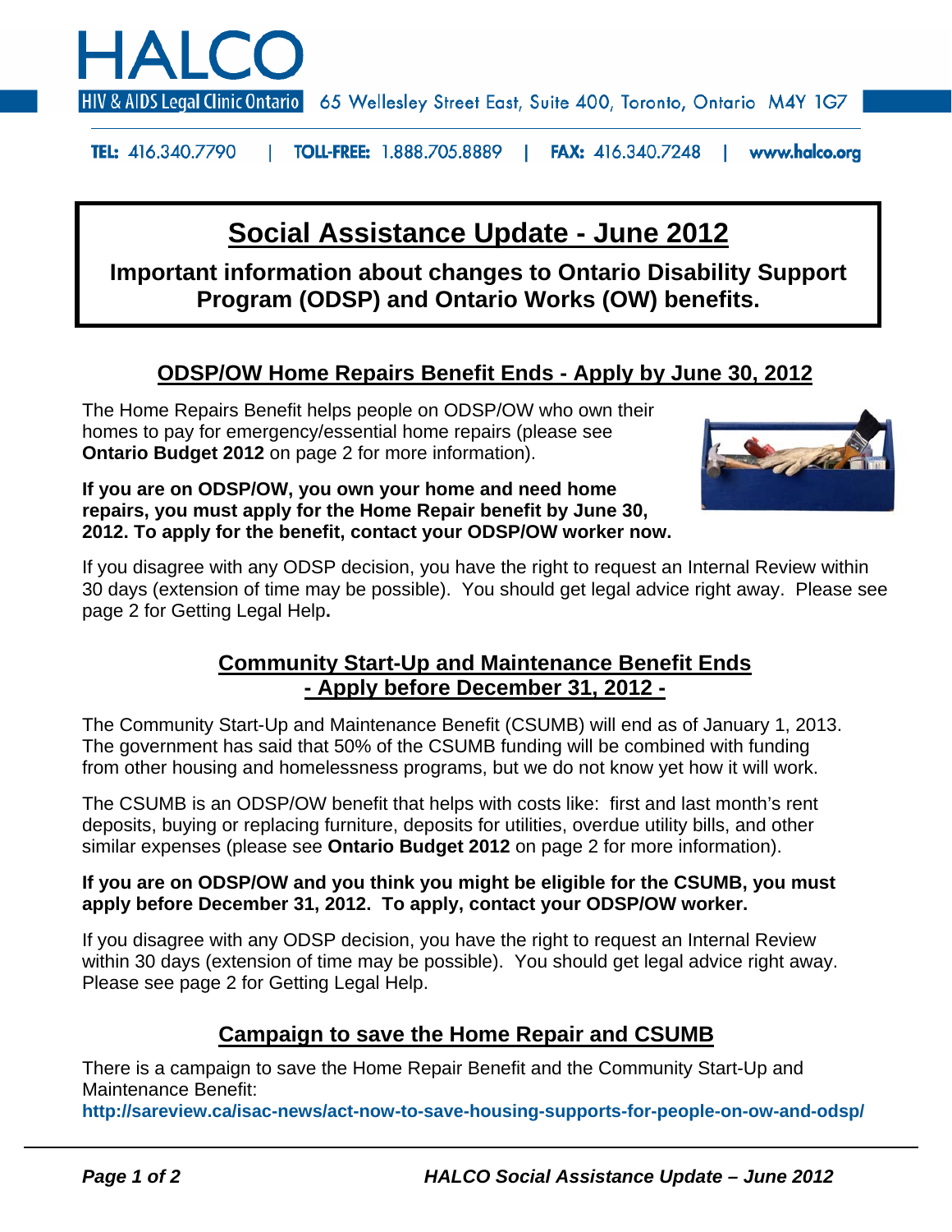# HALCO

HIV & AIDS Legal Clinic Ontario 65 Wellesley Street East, Suite 400, Toronto, Ontario M4Y 1G7

**TEL:** 416.340.7790 | **TOLL-FREE:** 1.888.705.8889 | **FAX:** 416.340.7248 | **www.halco.org**

# Social Assistance Update - June 2012

**Important information about changes to Ontario Disability Support Program (ODSP) and Ontario Works (OW) benefits.**

## ODSP/OW Home Repairs Benefit Ends - Apply by June 30, 2012

The Home Repairs Benefit helps people on ODSP/OW who own their homes to pay for emergency/essential home repairs (please see **Ontario Budget 2012** on page 2 for more information).

**If you are on ODSP/OW, you own your home and need home repairs, you must apply for the Home Repair benefit by June 30, 2012. To apply for the benefit, contact your ODSP/OW worker now.**

If you disagree with any ODSP decision, you have the right to request an Internal Review within 30 days (extension of time may be possible). You should get legal advice right away. Please see page 2 for Getting Legal Help**.**

## Community Start-Up and Maintenance Benefit Ends - Apply before December 31, 2012 -

The Community Start-Up and Maintenance Benefit (CSUMB) will end as of January 1, 2013. The government has said that 50% of the CSUMB funding will be combined with funding from other housing and homelessness programs, but we do not know yet how it will work.

The CSUMB is an ODSP/OW benefit that helps with costs like: first and last month's rent deposits, buying or replacing furniture, deposits for utilities, overdue utility bills, and other similar expenses (please see **Ontario Budget 2012** on page 2 for more information).

**If you are on ODSP/OW and you think you might be eligible for the CSUMB, you must apply before December 31, 2012. To apply, contact your ODSP/OW worker.**

If you disagree with any ODSP decision, you have the right to request an Internal Review within 30 days (extension of time may be possible). You should get legal advice right away. Please see page 2 for Getting Legal Help.

## Campaign to save the Home Repair and CSUMB

There is a campaign to save the Home Repair Benefit and the Community Start-Up and Maintenance Benefit:
**http://sareview.ca/isac-news/act-now-to-save-housing-supports-for-people-on-ow-and-odsp/**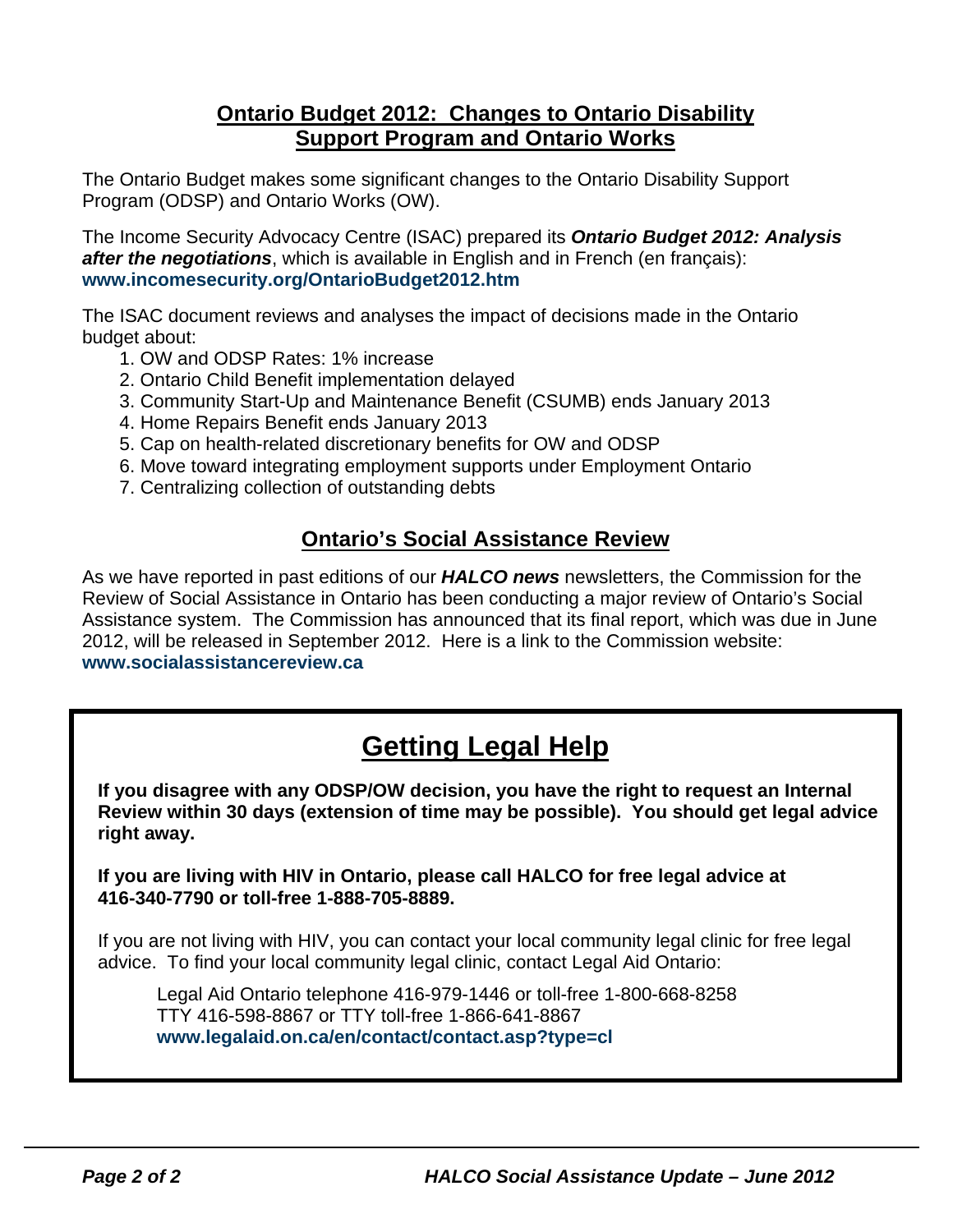## Ontario Budget 2012: Changes to Ontario Disability Support Program and Ontario Works

The Ontario Budget makes some significant changes to the Ontario Disability Support Program (ODSP) and Ontario Works (OW).

The Income Security Advocacy Centre (ISAC) prepared its ***Ontario Budget 2012: Analysis after the negotiations***, which is available in English and in French (en français): **www.incomesecurity.org/OntarioBudget2012.htm**

The ISAC document reviews and analyses the impact of decisions made in the Ontario budget about:

1. OW and ODSP Rates: 1% increase
2. Ontario Child Benefit implementation delayed
3. Community Start-Up and Maintenance Benefit (CSUMB) ends January 2013
4. Home Repairs Benefit ends January 2013
5. Cap on health-related discretionary benefits for OW and ODSP
6. Move toward integrating employment supports under Employment Ontario
7. Centralizing collection of outstanding debts

## Ontario's Social Assistance Review

As we have reported in past editions of our ***HALCO news*** newsletters, the Commission for the Review of Social Assistance in Ontario has been conducting a major review of Ontario's Social Assistance system. The Commission has announced that its final report, which was due in June 2012, will be released in September 2012. Here is a link to the Commission website: **www.socialassistancereview.ca**

## Getting Legal Help

**If you disagree with any ODSP/OW decision, you have the right to request an Internal Review within 30 days (extension of time may be possible). You should get legal advice right away.**

**If you are living with HIV in Ontario, please call HALCO for free legal advice at 416-340-7790 or toll-free 1-888-705-8889.**

If you are not living with HIV, you can contact your local community legal clinic for free legal advice. To find your local community legal clinic, contact Legal Aid Ontario:

Legal Aid Ontario telephone 416-979-1446 or toll-free 1-800-668-8258
TTY 416-598-8867 or TTY toll-free 1-866-641-8867
**www.legalaid.on.ca/en/contact/contact.asp?type=cl**